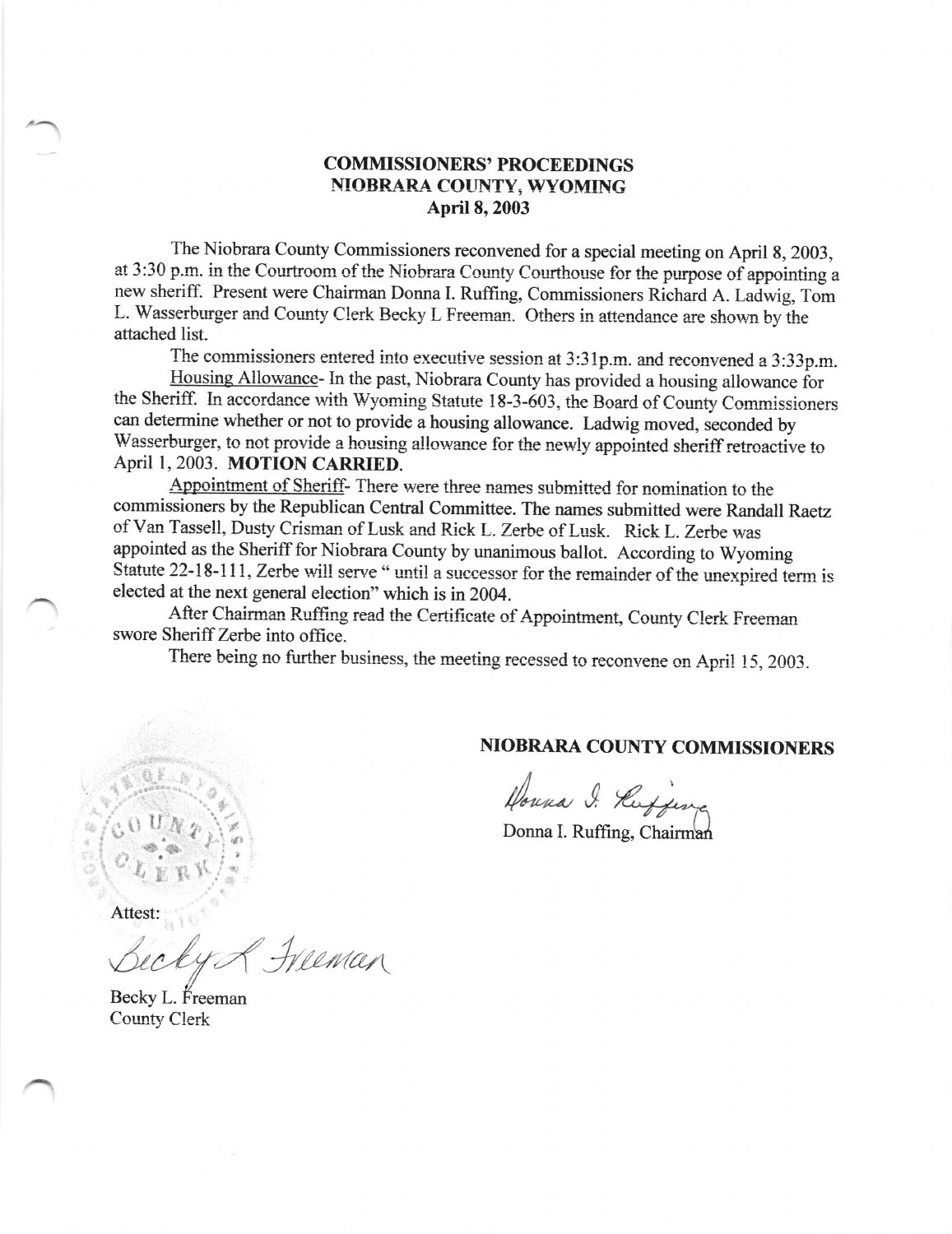# COMMISSIONERS' PROCEEDINGS
## NIOBRARA COUNTY, WYOMING
### April 8, 2003

The Niobrara County Commissioners reconvened for a special meeting on April 8, 2003, at 3:30 p.m. in the Courtroom of the Niobrara County Courthouse for the purpose of appointing a new sheriff. Present were Chairman Donna I. Ruffing, Commissioners Richard A. Ladwig, Tom L. Wasserburger and County Clerk Becky L Freeman. Others in attendance are shown by the attached list.

The commissioners entered into executive session at 3:31p.m. and reconvened a 3:33p.m.

Housing Allowance- In the past, Niobrara County has provided a housing allowance for the Sheriff. In accordance with Wyoming Statute 18-3-603, the Board of County Commissioners can determine whether or not to provide a housing allowance. Ladwig moved, seconded by Wasserburger, to not provide a housing allowance for the newly appointed sheriff retroactive to April 1, 2003. **MOTION CARRIED.**

Appointment of Sheriff- There were three names submitted for nomination to the commissioners by the Republican Central Committee. The names submitted were Randall Raetz of Van Tassell, Dusty Crisman of Lusk and Rick L. Zerbe of Lusk. Rick L. Zerbe was appointed as the Sheriff for Niobrara County by unanimous ballot. According to Wyoming Statute 22-18-111, Zerbe will serve " until a successor for the remainder of the unexpired term is elected at the next general election" which is in 2004.

After Chairman Ruffing read the Certificate of Appointment, County Clerk Freeman swore Sheriff Zerbe into office.

There being no further business, the meeting recessed to reconvene on April 15, 2003.

**NIOBRARA COUNTY COMMISSIONERS**

Donna I. Ruffing

Donna I. Ruffing, Chairman

Attest:

Becky L Freeman

Becky L. Freeman
County Clerk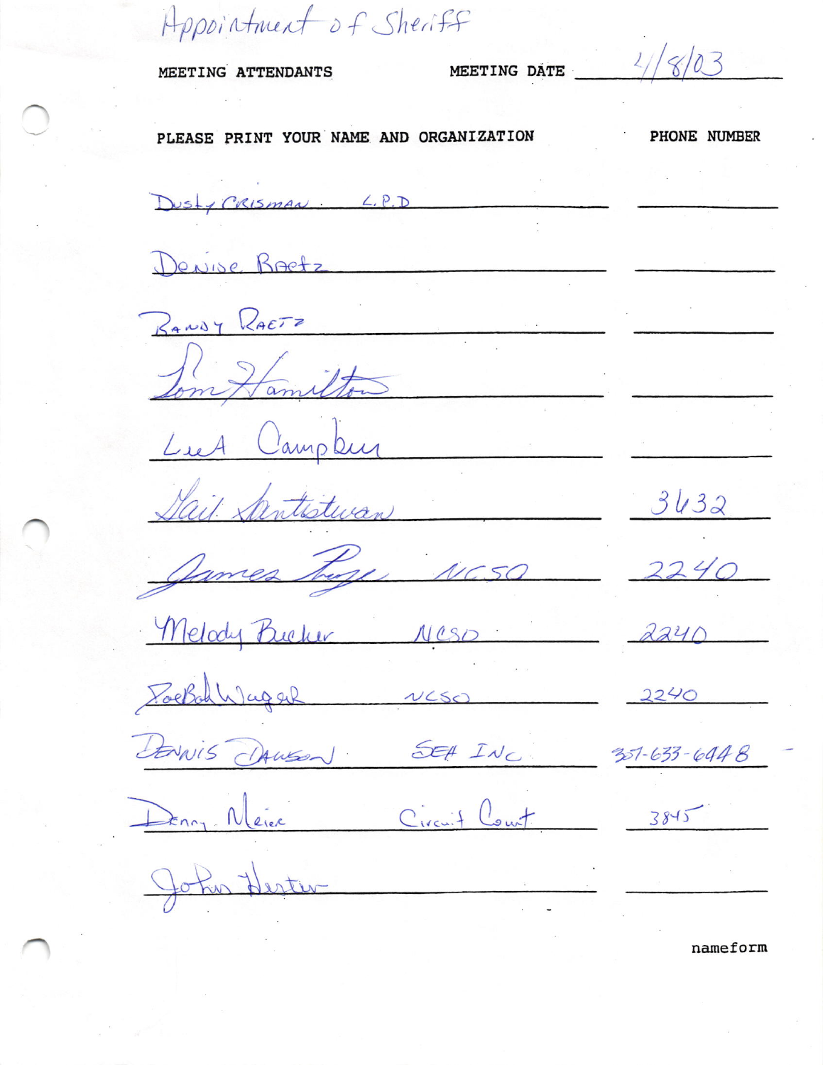Appointment of Sheriff

MEETING ATTENDANTS MEETING DATE 4/8/03

| PLEASE PRINT YOUR NAME AND ORGANIZATION | | PHONE NUMBER |
|---|---|---|
| Dusty Crisman | L.P.D | |
| Denise Baetz | | |
| Randy Baetz | | |
| Tom Hamilton | | |
| Lea A Campbell | | |
| Gail Santistevan | | 3432 |
| James Page | NCSO | 2240 |
| Melody Becker | NCSO | 2240 |
| Joe Bob Wagner | NCSO | 2240 |
| Dennis Dawson | SEA INC | 351-633-6448 |
| Denny Meier | Circuit Court | 3845 |
| John Hester | | |

nameform